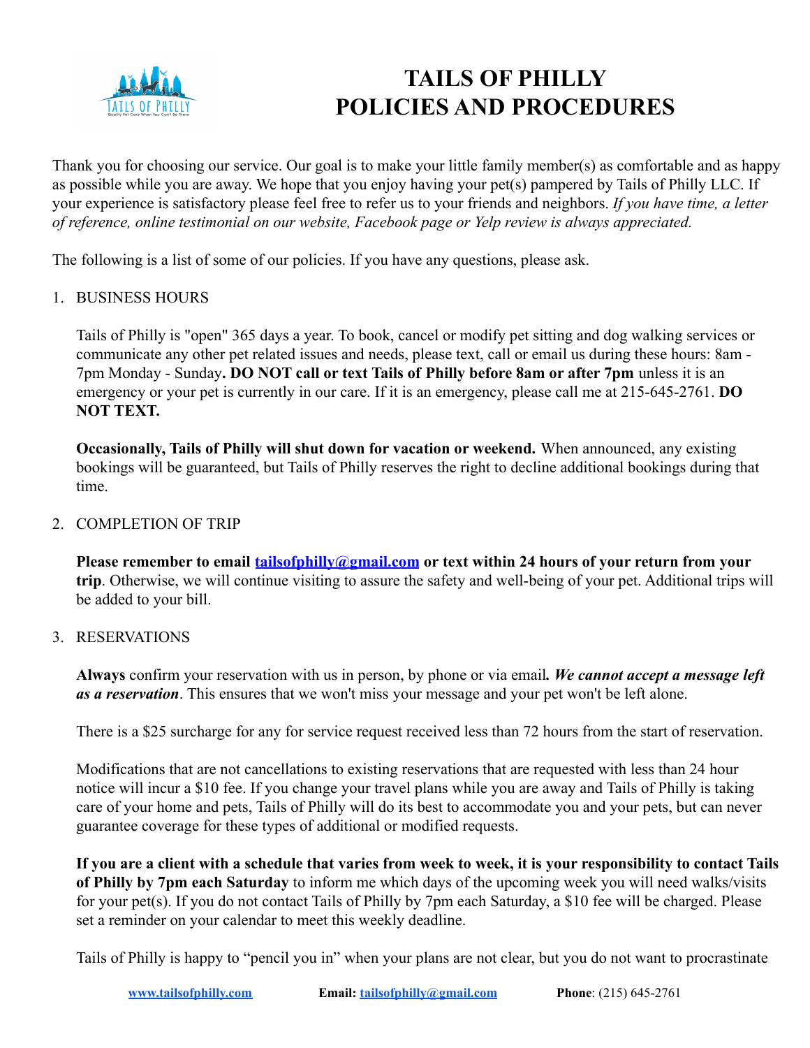# TAILS OF PHILLY
# POLICIES AND PROCEDURES

Thank you for choosing our service. Our goal is to make your little family member(s) as comfortable and as happy as possible while you are away. We hope that you enjoy having your pet(s) pampered by Tails of Philly LLC. If your experience is satisfactory please feel free to refer us to your friends and neighbors. *If you have time, a letter of reference, online testimonial on our website, Facebook page or Yelp review is always appreciated.*

The following is a list of some of our policies. If you have any questions, please ask.

1. BUSINESS HOURS

   Tails of Philly is "open" 365 days a year. To book, cancel or modify pet sitting and dog walking services or communicate any other pet related issues and needs, please text, call or email us during these hours: 8am - 7pm Monday - Sunday**. DO NOT call or text Tails of Philly before 8am or after 7pm** unless it is an emergency or your pet is currently in our care. If it is an emergency, please call me at 215-645-2761. **DO NOT TEXT.**

   **Occasionally, Tails of Philly will shut down for vacation or weekend.** When announced, any existing bookings will be guaranteed, but Tails of Philly reserves the right to decline additional bookings during that time.

2. COMPLETION OF TRIP

   **Please remember to email [tailsofphilly@gmail.com](mailto:tailsofphilly@gmail.com) or text within 24 hours of your return from your trip**. Otherwise, we will continue visiting to assure the safety and well-being of your pet. Additional trips will be added to your bill.

3. RESERVATIONS

   **Always** confirm your reservation with us in person, by phone or via email***. We cannot accept a message left as a reservation***. This ensures that we won't miss your message and your pet won't be left alone.

   There is a $25 surcharge for any for service request received less than 72 hours from the start of reservation.

   Modifications that are not cancellations to existing reservations that are requested with less than 24 hour notice will incur a $10 fee. If you change your travel plans while you are away and Tails of Philly is taking care of your home and pets, Tails of Philly will do its best to accommodate you and your pets, but can never guarantee coverage for these types of additional or modified requests.

   **If you are a client with a schedule that varies from week to week, it is your responsibility to contact Tails of Philly by 7pm each Saturday** to inform me which days of the upcoming week you will need walks/visits for your pet(s). If you do not contact Tails of Philly by 7pm each Saturday, a $10 fee will be charged. Please set a reminder on your calendar to meet this weekly deadline.

   Tails of Philly is happy to "pencil you in" when your plans are not clear, but you do not want to procrastinate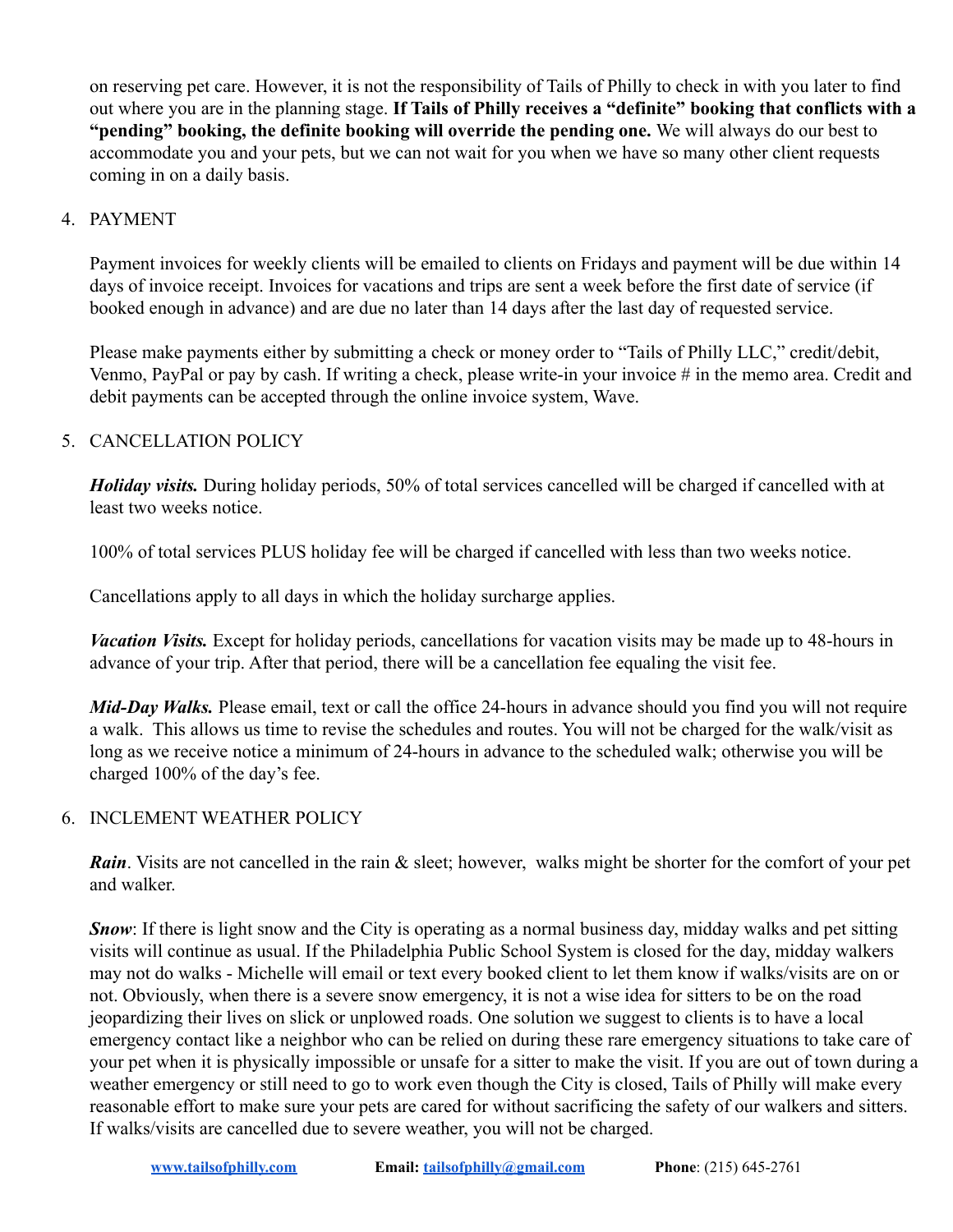on reserving pet care. However, it is not the responsibility of Tails of Philly to check in with you later to find out where you are in the planning stage. **If Tails of Philly receives a "definite" booking that conflicts with a "pending" booking, the definite booking will override the pending one.** We will always do our best to accommodate you and your pets, but we can not wait for you when we have so many other client requests coming in on a daily basis.

4. PAYMENT

   Payment invoices for weekly clients will be emailed to clients on Fridays and payment will be due within 14 days of invoice receipt. Invoices for vacations and trips are sent a week before the first date of service (if booked enough in advance) and are due no later than 14 days after the last day of requested service.

   Please make payments either by submitting a check or money order to "Tails of Philly LLC," credit/debit, Venmo, PayPal or pay by cash. If writing a check, please write-in your invoice # in the memo area. Credit and debit payments can be accepted through the online invoice system, Wave.

5. CANCELLATION POLICY

   ***Holiday visits.*** During holiday periods, 50% of total services cancelled will be charged if cancelled with at least two weeks notice.

   100% of total services PLUS holiday fee will be charged if cancelled with less than two weeks notice.

   Cancellations apply to all days in which the holiday surcharge applies.

   ***Vacation Visits.*** Except for holiday periods, cancellations for vacation visits may be made up to 48-hours in advance of your trip. After that period, there will be a cancellation fee equaling the visit fee.

   ***Mid-Day Walks.*** Please email, text or call the office 24-hours in advance should you find you will not require a walk. This allows us time to revise the schedules and routes. You will not be charged for the walk/visit as long as we receive notice a minimum of 24-hours in advance to the scheduled walk; otherwise you will be charged 100% of the day's fee.

6. INCLEMENT WEATHER POLICY

   ***Rain***. Visits are not cancelled in the rain & sleet; however, walks might be shorter for the comfort of your pet and walker.

   ***Snow***: If there is light snow and the City is operating as a normal business day, midday walks and pet sitting visits will continue as usual. If the Philadelphia Public School System is closed for the day, midday walkers may not do walks - Michelle will email or text every booked client to let them know if walks/visits are on or not. Obviously, when there is a severe snow emergency, it is not a wise idea for sitters to be on the road jeopardizing their lives on slick or unplowed roads. One solution we suggest to clients is to have a local emergency contact like a neighbor who can be relied on during these rare emergency situations to take care of your pet when it is physically impossible or unsafe for a sitter to make the visit. If you are out of town during a weather emergency or still need to go to work even though the City is closed, Tails of Philly will make every reasonable effort to make sure your pets are cared for without sacrificing the safety of our walkers and sitters. If walks/visits are cancelled due to severe weather, you will not be charged.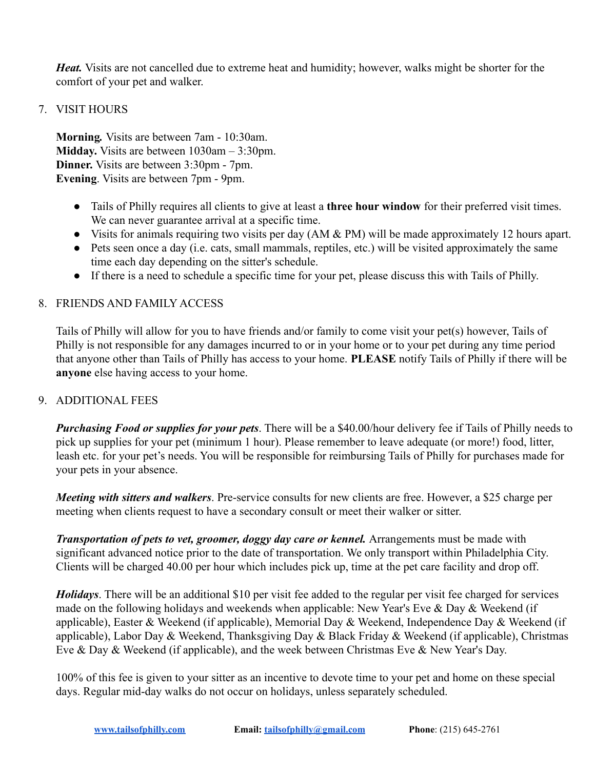*Heat.* Visits are not cancelled due to extreme heat and humidity; however, walks might be shorter for the comfort of your pet and walker.

7. VISIT HOURS

   **Morning.** Visits are between 7am - 10:30am.
   **Midday.** Visits are between 1030am – 3:30pm.
   **Dinner.** Visits are between 3:30pm - 7pm.
   **Evening**. Visits are between 7pm - 9pm.

   - Tails of Philly requires all clients to give at least a **three hour window** for their preferred visit times. We can never guarantee arrival at a specific time.
   - Visits for animals requiring two visits per day (AM & PM) will be made approximately 12 hours apart.
   - Pets seen once a day (i.e. cats, small mammals, reptiles, etc.) will be visited approximately the same time each day depending on the sitter's schedule.
   - If there is a need to schedule a specific time for your pet, please discuss this with Tails of Philly.

8. FRIENDS AND FAMILY ACCESS

   Tails of Philly will allow for you to have friends and/or family to come visit your pet(s) however, Tails of Philly is not responsible for any damages incurred to or in your home or to your pet during any time period that anyone other than Tails of Philly has access to your home. **PLEASE** notify Tails of Philly if there will be **anyone** else having access to your home.

9. ADDITIONAL FEES

   ***Purchasing Food or supplies for your pets***. There will be a $40.00/hour delivery fee if Tails of Philly needs to pick up supplies for your pet (minimum 1 hour). Please remember to leave adequate (or more!) food, litter, leash etc. for your pet's needs. You will be responsible for reimbursing Tails of Philly for purchases made for your pets in your absence.

   ***Meeting with sitters and walkers***. Pre-service consults for new clients are free. However, a $25 charge per meeting when clients request to have a secondary consult or meet their walker or sitter.

   ***Transportation of pets to vet, groomer, doggy day care or kennel.*** Arrangements must be made with significant advanced notice prior to the date of transportation. We only transport within Philadelphia City. Clients will be charged 40.00 per hour which includes pick up, time at the pet care facility and drop off.

   ***Holidays***. There will be an additional $10 per visit fee added to the regular per visit fee charged for services made on the following holidays and weekends when applicable: New Year's Eve & Day & Weekend (if applicable), Easter & Weekend (if applicable), Memorial Day & Weekend, Independence Day & Weekend (if applicable), Labor Day & Weekend, Thanksgiving Day & Black Friday & Weekend (if applicable), Christmas Eve & Day & Weekend (if applicable), and the week between Christmas Eve & New Year's Day.

   100% of this fee is given to your sitter as an incentive to devote time to your pet and home on these special days. Regular mid-day walks do not occur on holidays, unless separately scheduled.

[www.tailsofphilly.com](http://www.tailsofphilly.com) **Email:** [tailsofphilly@gmail.com](mailto:tailsofphilly@gmail.com) **Phone**: (215) 645-2761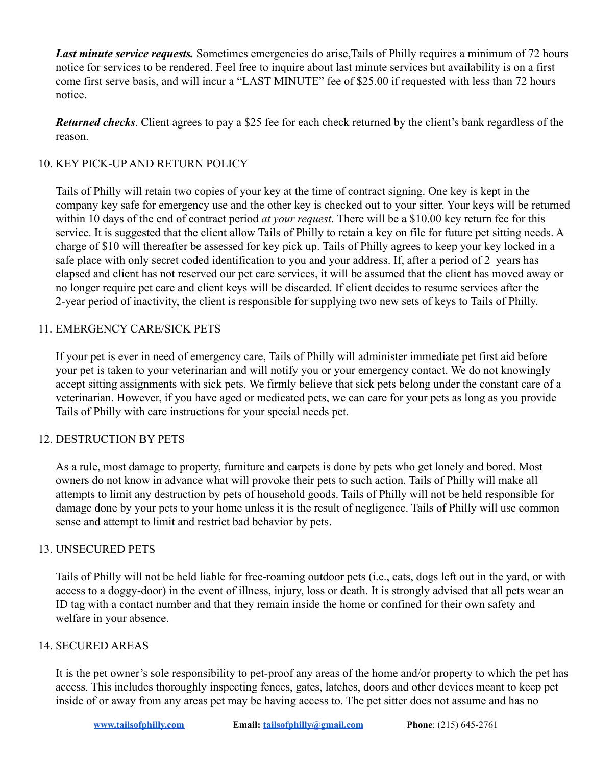***Last minute service requests.*** Sometimes emergencies do arise,Tails of Philly requires a minimum of 72 hours notice for services to be rendered. Feel free to inquire about last minute services but availability is on a first come first serve basis, and will incur a "LAST MINUTE" fee of $25.00 if requested with less than 72 hours notice.

***Returned checks***. Client agrees to pay a $25 fee for each check returned by the client's bank regardless of the reason.

10. KEY PICK-UP AND RETURN POLICY

    Tails of Philly will retain two copies of your key at the time of contract signing. One key is kept in the company key safe for emergency use and the other key is checked out to your sitter. Your keys will be returned within 10 days of the end of contract period *at your request*. There will be a $10.00 key return fee for this service. It is suggested that the client allow Tails of Philly to retain a key on file for future pet sitting needs. A charge of $10 will thereafter be assessed for key pick up. Tails of Philly agrees to keep your key locked in a safe place with only secret coded identification to you and your address. If, after a period of 2–years has elapsed and client has not reserved our pet care services, it will be assumed that the client has moved away or no longer require pet care and client keys will be discarded. If client decides to resume services after the 2-year period of inactivity, the client is responsible for supplying two new sets of keys to Tails of Philly.

11. EMERGENCY CARE/SICK PETS

    If your pet is ever in need of emergency care, Tails of Philly will administer immediate pet first aid before your pet is taken to your veterinarian and will notify you or your emergency contact. We do not knowingly accept sitting assignments with sick pets. We firmly believe that sick pets belong under the constant care of a veterinarian. However, if you have aged or medicated pets, we can care for your pets as long as you provide Tails of Philly with care instructions for your special needs pet.

12. DESTRUCTION BY PETS

    As a rule, most damage to property, furniture and carpets is done by pets who get lonely and bored. Most owners do not know in advance what will provoke their pets to such action. Tails of Philly will make all attempts to limit any destruction by pets of household goods. Tails of Philly will not be held responsible for damage done by your pets to your home unless it is the result of negligence. Tails of Philly will use common sense and attempt to limit and restrict bad behavior by pets.

13. UNSECURED PETS

    Tails of Philly will not be held liable for free-roaming outdoor pets (i.e., cats, dogs left out in the yard, or with access to a doggy-door) in the event of illness, injury, loss or death. It is strongly advised that all pets wear an ID tag with a contact number and that they remain inside the home or confined for their own safety and welfare in your absence.

14. SECURED AREAS

    It is the pet owner's sole responsibility to pet-proof any areas of the home and/or property to which the pet has access. This includes thoroughly inspecting fences, gates, latches, doors and other devices meant to keep pet inside of or away from any areas pet may be having access to. The pet sitter does not assume and has no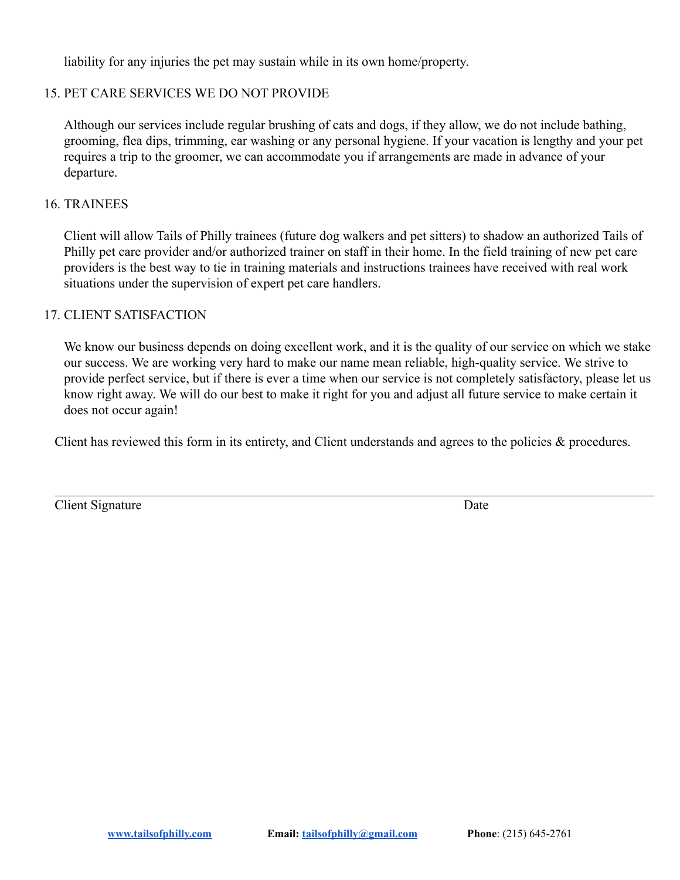liability for any injuries the pet may sustain while in its own home/property.

15. PET CARE SERVICES WE DO NOT PROVIDE

    Although our services include regular brushing of cats and dogs, if they allow, we do not include bathing, grooming, flea dips, trimming, ear washing or any personal hygiene. If your vacation is lengthy and your pet requires a trip to the groomer, we can accommodate you if arrangements are made in advance of your departure.

16. TRAINEES

    Client will allow Tails of Philly trainees (future dog walkers and pet sitters) to shadow an authorized Tails of Philly pet care provider and/or authorized trainer on staff in their home. In the field training of new pet care providers is the best way to tie in training materials and instructions trainees have received with real work situations under the supervision of expert pet care handlers.

17. CLIENT SATISFACTION

    We know our business depends on doing excellent work, and it is the quality of our service on which we stake our success. We are working very hard to make our name mean reliable, high-quality service. We strive to provide perfect service, but if there is ever a time when our service is not completely satisfactory, please let us know right away. We will do our best to make it right for you and adjust all future service to make certain it does not occur again!

Client has reviewed this form in its entirety, and Client understands and agrees to the policies & procedures.

\_\_\_\_\_\_\_\_\_\_\_\_\_\_\_\_\_\_\_\_\_\_\_\_\_\_\_\_\_\_\_\_\_\_\_\_\_\_\_\_\_\_\_\_\_\_\_\_\_\_\_\_\_\_\_\_\_\_\_\_\_\_\_\_\_\_\_\_\_\_

Client Signature                                                                                                    Date

**www.tailsofphilly.com**          **Email: tailsofphilly@gmail.com**          **Phone**: (215) 645-2761